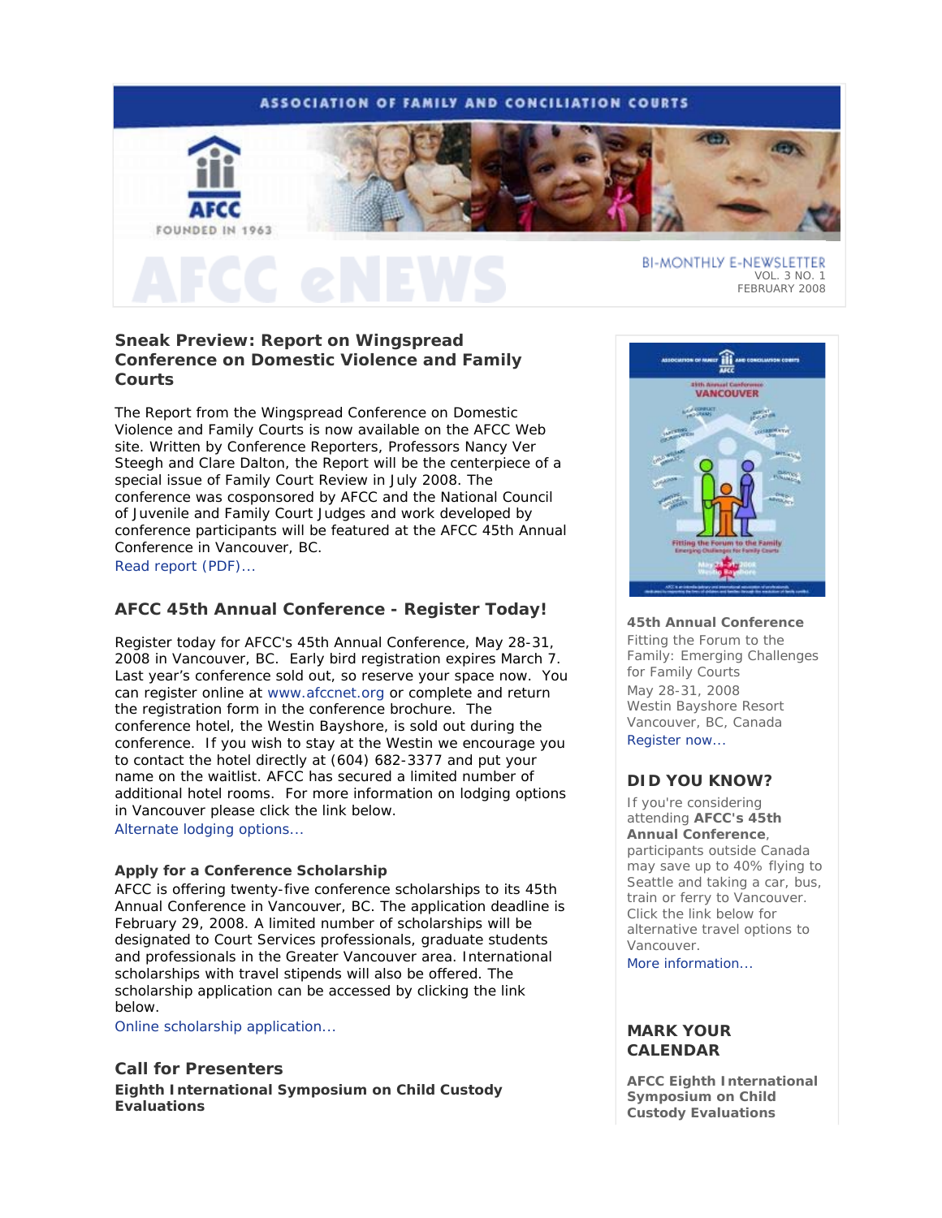# ASSOCIATION OF FAMILY AND CONCILIATION COURTS

AFCC

FOUNDED IN 1963

# AFCC eNEWS

BI-MONTHLY E-NEWSLETTER
VOL. 3 NO. 1
FEBRUARY 2008

## Sneak Preview: Report on Wingspread Conference on Domestic Violence and Family Courts

The Report from the Wingspread Conference on Domestic Violence and Family Courts is now available on the AFCC Web site. Written by Conference Reporters, Professors Nancy Ver Steegh and Clare Dalton, the Report will be the centerpiece of a special issue of Family Court Review in July 2008. The conference was cosponsored by AFCC and the National Council of Juvenile and Family Court Judges and work developed by conference participants will be featured at the AFCC 45th Annual Conference in Vancouver, BC.

Read report (PDF)...

## AFCC 45th Annual Conference - Register Today!

Register today for AFCC's 45th Annual Conference, May 28-31, 2008 in Vancouver, BC. Early bird registration expires March 7. Last year's conference sold out, so reserve your space now. You can register online at www.afccnet.org or complete and return the registration form in the conference brochure. The conference hotel, the Westin Bayshore, is sold out during the conference. If you wish to stay at the Westin we encourage you to contact the hotel directly at (604) 682-3377 and put your name on the waitlist. AFCC has secured a limited number of additional hotel rooms. For more information on lodging options in Vancouver please click the link below.

Alternate lodging options...

### Apply for a Conference Scholarship

AFCC is offering twenty-five conference scholarships to its 45th Annual Conference in Vancouver, BC. The application deadline is February 29, 2008. A limited number of scholarships will be designated to Court Services professionals, graduate students and professionals in the Greater Vancouver area. International scholarships with travel stipends will also be offered. The scholarship application can be accessed by clicking the link below.

Online scholarship application...

## Call for Presenters

**Eighth International Symposium on Child Custody Evaluations**

---

**45th Annual Conference**

Fitting the Forum to the Family: Emerging Challenges for Family Courts

May 28-31, 2008

Westin Bayshore Resort

Vancouver, BC, Canada

Register now...

## DID YOU KNOW?

If you're considering attending **AFCC's 45th Annual Conference**, participants outside Canada may save up to 40% flying to Seattle and taking a car, bus, train or ferry to Vancouver. Click the link below for alternative travel options to Vancouver.

More information...

## MARK YOUR CALENDAR

**AFCC Eighth International Symposium on Child Custody Evaluations**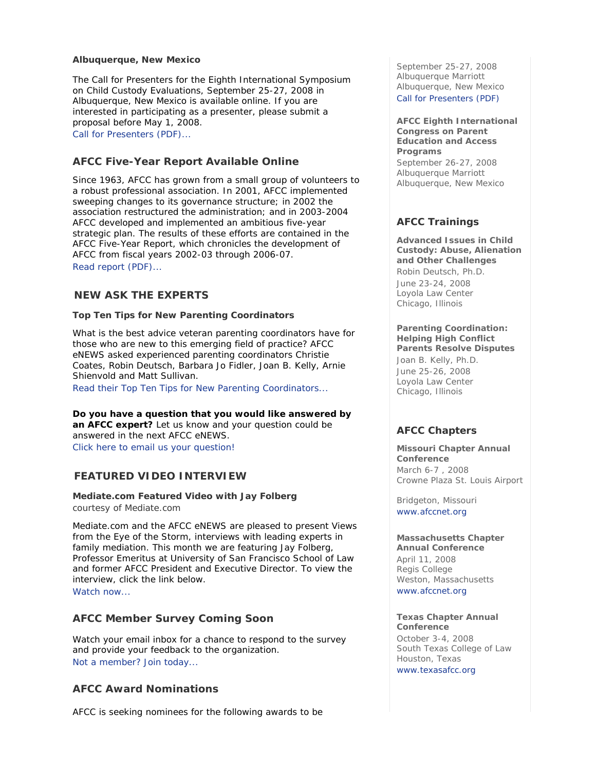**Albuquerque, New Mexico**

The Call for Presenters for the Eighth International Symposium on Child Custody Evaluations, September 25-27, 2008 in Albuquerque, New Mexico is available online. If you are interested in participating as a presenter, please submit a proposal before May 1, 2008.
Call for Presenters (PDF)...

## AFCC Five-Year Report Available Online

Since 1963, AFCC has grown from a small group of volunteers to a robust professional association. In 2001, AFCC implemented sweeping changes to its governance structure; in 2002 the association restructured the administration; and in 2003-2004 AFCC developed and implemented an ambitious five-year strategic plan. The results of these efforts are contained in the AFCC Five-Year Report, which chronicles the development of AFCC from fiscal years 2002-03 through 2006-07.
Read report (PDF)...

## NEW ASK THE EXPERTS

**Top Ten Tips for New Parenting Coordinators**

What is the best advice veteran parenting coordinators have for those who are new to this emerging field of practice? AFCC eNEWS asked experienced parenting coordinators Christie Coates, Robin Deutsch, Barbara Jo Fidler, Joan B. Kelly, Arnie Shienvold and Matt Sullivan.
Read their Top Ten Tips for New Parenting Coordinators...

**Do you have a question that you would like answered by an AFCC expert?** Let us know and your question could be answered in the next AFCC eNEWS.
Click here to email us your question!

## FEATURED VIDEO INTERVIEW

**Mediate.com Featured Video with Jay Folberg**
courtesy of Mediate.com

Mediate.com and the AFCC eNEWS are pleased to present Views from the Eye of the Storm, interviews with leading experts in family mediation. This month we are featuring Jay Folberg, Professor Emeritus at University of San Francisco School of Law and former AFCC President and Executive Director. To view the interview, click the link below.
Watch now...

## AFCC Member Survey Coming Soon

Watch your email inbox for a chance to respond to the survey and provide your feedback to the organization.
Not a member? Join today...

## AFCC Award Nominations

AFCC is seeking nominees for the following awards to be

---

September 25-27, 2008
Albuquerque Marriott
Albuquerque, New Mexico
Call for Presenters (PDF)

**AFCC Eighth International Congress on Parent Education and Access Programs**
September 26-27, 2008
Albuquerque Marriott
Albuquerque, New Mexico

## AFCC Trainings

**Advanced Issues in Child Custody: Abuse, Alienation and Other Challenges**
Robin Deutsch, Ph.D.
June 23-24, 2008
Loyola Law Center
Chicago, Illinois

**Parenting Coordination: Helping High Conflict Parents Resolve Disputes**
Joan B. Kelly, Ph.D.
June 25-26, 2008
Loyola Law Center
Chicago, Illinois

## AFCC Chapters

**Missouri Chapter Annual Conference**
March 6-7 , 2008
Crowne Plaza St. Louis Airport

Bridgeton, Missouri
www.afccnet.org

**Massachusetts Chapter Annual Conference**
April 11, 2008
Regis College
Weston, Massachusetts
www.afccnet.org

**Texas Chapter Annual Conference**
October 3-4, 2008
South Texas College of Law
Houston, Texas
www.texasafcc.org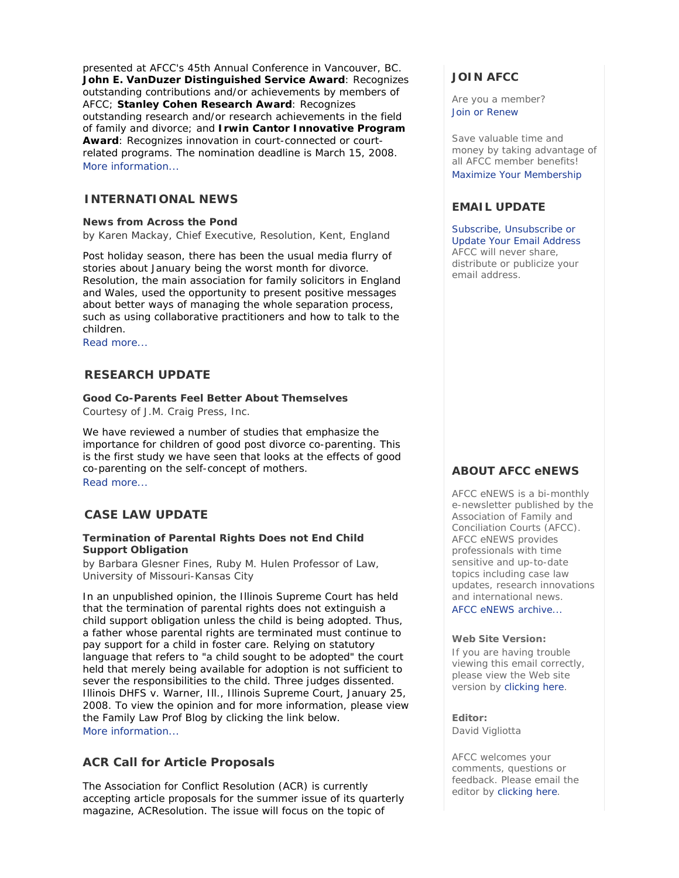presented at AFCC's 45th Annual Conference in Vancouver, BC. **John E. VanDuzer Distinguished Service Award**: Recognizes outstanding contributions and/or achievements by members of AFCC; **Stanley Cohen Research Award**: Recognizes outstanding research and/or research achievements in the field of family and divorce; and **Irwin Cantor Innovative Program Award**: Recognizes innovation in court-connected or court-related programs. The nomination deadline is March 15, 2008.
More information...

## INTERNATIONAL NEWS

**News from Across the Pond**
by Karen Mackay, Chief Executive, Resolution, Kent, England

Post holiday season, there has been the usual media flurry of stories about January being the worst month for divorce. Resolution, the main association for family solicitors in England and Wales, used the opportunity to present positive messages about better ways of managing the whole separation process, such as using collaborative practitioners and how to talk to the children.
Read more...

## RESEARCH UPDATE

**Good Co-Parents Feel Better About Themselves**
Courtesy of J.M. Craig Press, Inc.

We have reviewed a number of studies that emphasize the importance for children of good post divorce co-parenting. This is the first study we have seen that looks at the effects of good co-parenting on the self-concept of mothers.
Read more...

## CASE LAW UPDATE

**Termination of Parental Rights Does not End Child Support Obligation**
by Barbara Glesner Fines, Ruby M. Hulen Professor of Law, University of Missouri-Kansas City

In an unpublished opinion, the Illinois Supreme Court has held that the termination of parental rights does not extinguish a child support obligation unless the child is being adopted. Thus, a father whose parental rights are terminated must continue to pay support for a child in foster care. Relying on statutory language that refers to "a child sought to be adopted" the court held that merely being available for adoption is not sufficient to sever the responsibilities to the child. Three judges dissented. Illinois DHFS v. Warner, Ill., Illinois Supreme Court, January 25, 2008. To view the opinion and for more information, please view the Family Law Prof Blog by clicking the link below.
More information...

## ACR Call for Article Proposals

The Association for Conflict Resolution (ACR) is currently accepting article proposals for the summer issue of its quarterly magazine, ACResolution. The issue will focus on the topic of

## JOIN AFCC

Are you a member?
Join or Renew

Save valuable time and money by taking advantage of all AFCC member benefits!
Maximize Your Membership

## EMAIL UPDATE

Subscribe, Unsubscribe or Update Your Email Address
AFCC will never share, distribute or publicize your email address.

## ABOUT AFCC eNEWS

AFCC eNEWS is a bi-monthly e-newsletter published by the Association of Family and Conciliation Courts (AFCC). AFCC eNEWS provides professionals with time sensitive and up-to-date topics including case law updates, research innovations and international news.
AFCC eNEWS archive...

**Web Site Version:**
If you are having trouble viewing this email correctly, please view the Web site version by clicking here.

**Editor:**
David Vigliotta

AFCC welcomes your comments, questions or feedback. Please email the editor by clicking here.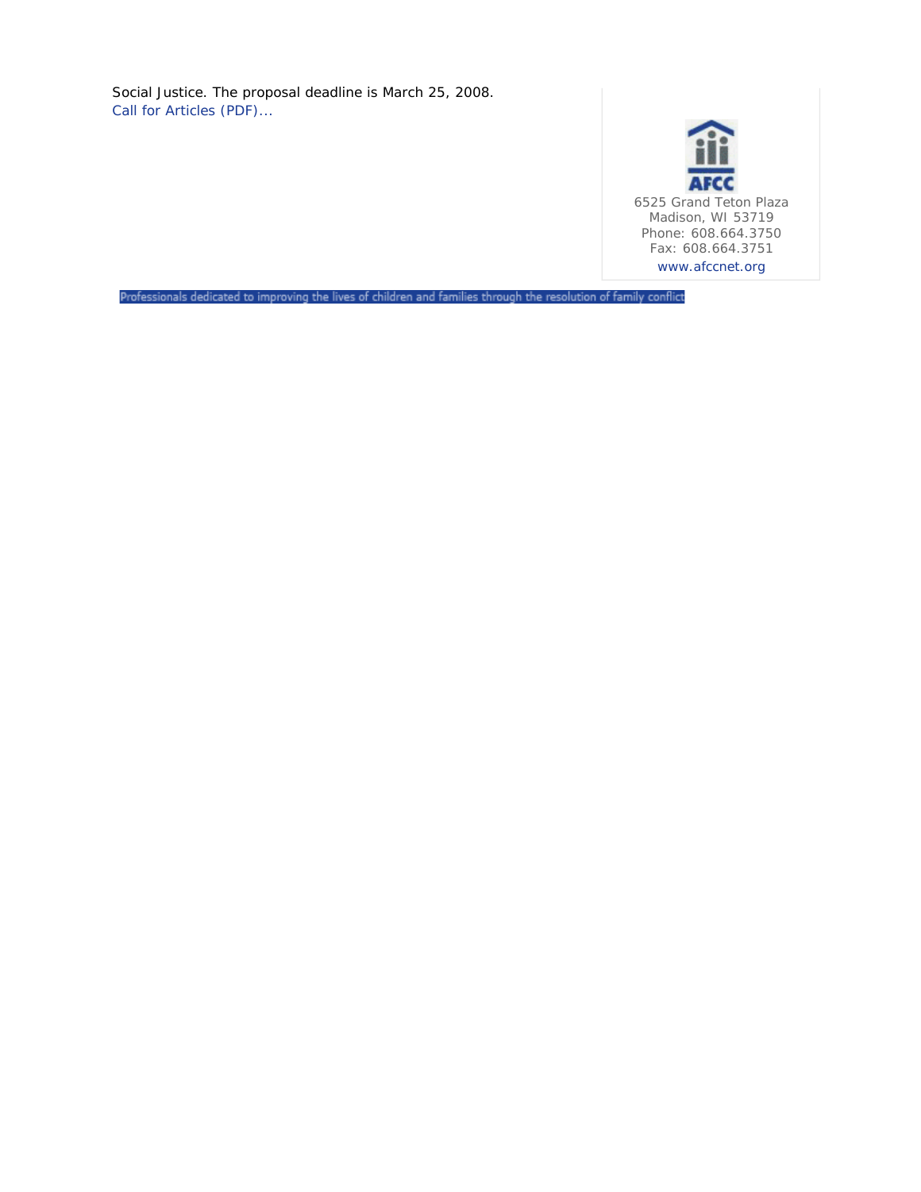Social Justice. The proposal deadline is March 25, 2008.
Call for Articles (PDF)...

AFCC
6525 Grand Teton Plaza
Madison, WI 53719
Phone: 608.664.3750
Fax: 608.664.3751
www.afccnet.org

Professionals dedicated to improving the lives of children and families through the resolution of family conflict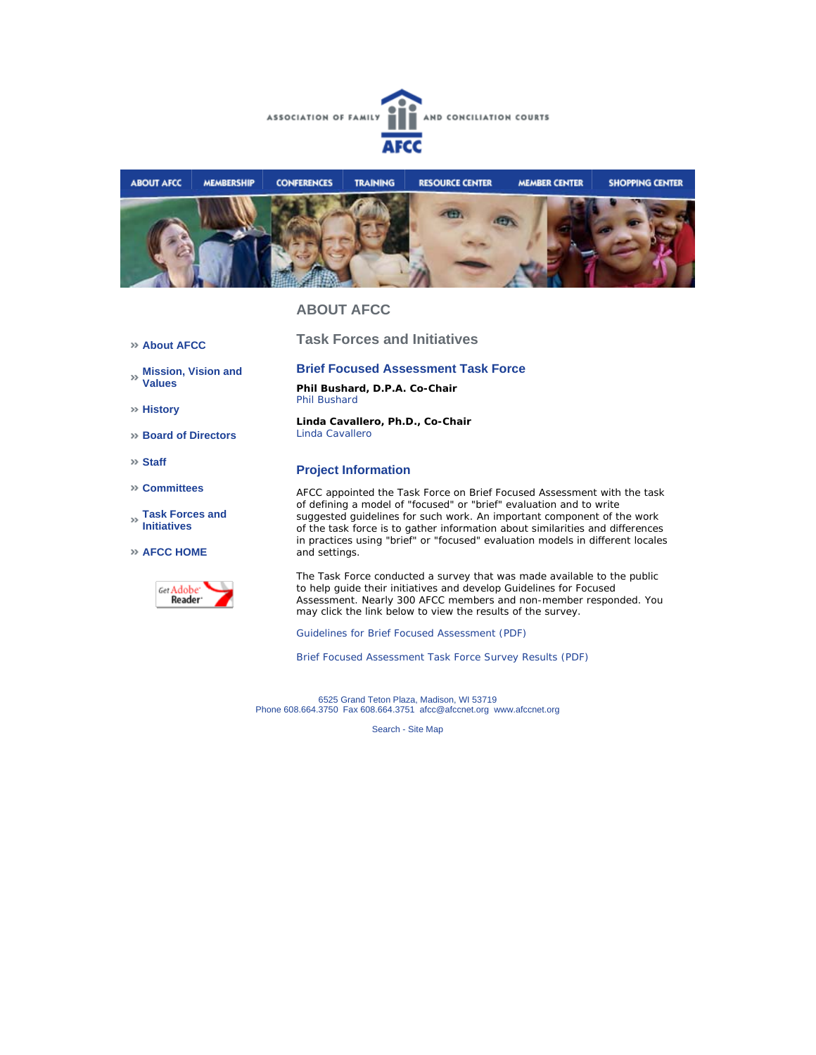ASSOCIATION OF FAMILY AND CONCILIATION COURTS

AFCC

ABOUT AFCC | MEMBERSHIP | CONFERENCES | TRAINING | RESOURCE CENTER | MEMBER CENTER | SHOPPING CENTER

# ABOUT AFCC

- » About AFCC
- » Mission, Vision and Values
- » History
- » Board of Directors
- » Staff
- » Committees
- » Task Forces and Initiatives
- » AFCC HOME

Get Adobe Reader

## Task Forces and Initiatives

### Brief Focused Assessment Task Force

**Phil Bushard, D.P.A. Co-Chair**
Phil Bushard

**Linda Cavallero, Ph.D., Co-Chair**
Linda Cavallero

### Project Information

AFCC appointed the Task Force on Brief Focused Assessment with the task of defining a model of "focused" or "brief" evaluation and to write suggested guidelines for such work. An important component of the work of the task force is to gather information about similarities and differences in practices using "brief" or "focused" evaluation models in different locales and settings.

The Task Force conducted a survey that was made available to the public to help guide their initiatives and develop Guidelines for Focused Assessment. Nearly 300 AFCC members and non-member responded. You may click the link below to view the results of the survey.

Guidelines for Brief Focused Assessment (PDF)

Brief Focused Assessment Task Force Survey Results (PDF)

6525 Grand Teton Plaza, Madison, WI 53719
Phone 608.664.3750 Fax 608.664.3751 afcc@afccnet.org www.afccnet.org

Search - Site Map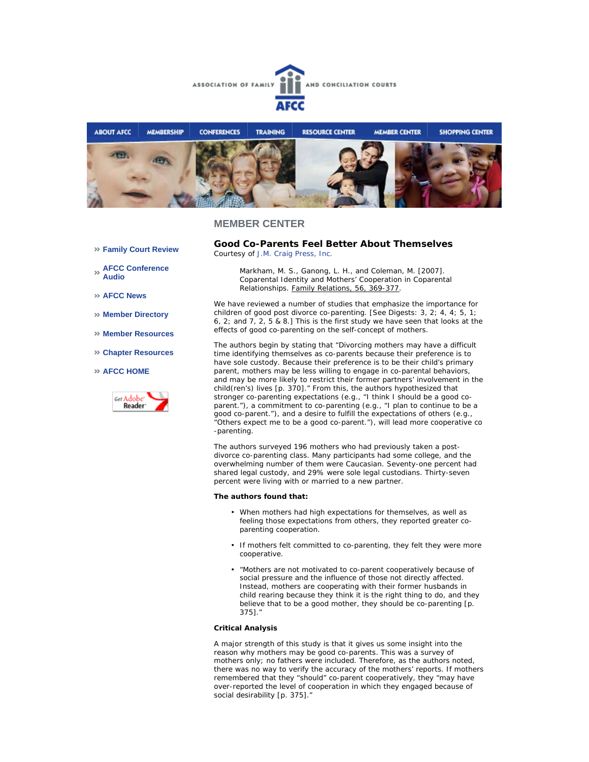ASSOCIATION OF FAMILY AND CONCILIATION COURTS

AFCC

ABOUT AFCC | MEMBERSHIP | CONFERENCES | TRAINING | RESOURCE CENTER | MEMBER CENTER | SHOPPING CENTER

## MEMBER CENTER

- Family Court Review
- AFCC Conference Audio
- AFCC News
- Member Directory
- Member Resources
- Chapter Resources
- AFCC HOME

### Good Co-Parents Feel Better About Themselves

Courtesy of J.M. Craig Press, Inc.

> Markham, M. S., Ganong, L. H., and Coleman, M. [2007]. Coparental Identity and Mothers' Cooperation in Coparental Relationships. Family Relations, 56, 369-377.

We have reviewed a number of studies that emphasize the importance for children of good post divorce co-parenting. [See Digests: 3, 2; 4, 4; 5, 1; 6, 2; and 7, 2, 5 & 8.] This is the first study we have seen that looks at the effects of good co-parenting on the self-concept of mothers.

The authors begin by stating that "Divorcing mothers may have a difficult time identifying themselves as co-parents because their preference is to have sole custody. Because their preference is to be their child's primary parent, mothers may be less willing to engage in co-parental behaviors, and may be more likely to restrict their former partners' involvement in the child(ren's) lives [p. 370]." From this, the authors hypothesized that stronger co-parenting expectations (e.g., "I think I should be a good co-parent."), a commitment to co-parenting (e.g., "I plan to continue to be a good co-parent."), and a desire to fulfill the expectations of others (e.g., "Others expect me to be a good co-parent."), will lead more cooperative co-parenting.

The authors surveyed 196 mothers who had previously taken a post-divorce co-parenting class. Many participants had some college, and the overwhelming number of them were Caucasian. Seventy-one percent had shared legal custody, and 29% were sole legal custodians. Thirty-seven percent were living with or married to a new partner.

**The authors found that:**

- When mothers had high expectations for themselves, as well as feeling those expectations from others, they reported greater co-parenting cooperation.
- If mothers felt committed to co-parenting, they felt they were more cooperative.
- "Mothers are not motivated to co-parent cooperatively because of social pressure and the influence of those not directly affected. Instead, mothers are cooperating with their former husbands in child rearing because they think it is the right thing to do, and they believe that to be a good mother, they should be co-parenting [p. 375]."

**Critical Analysis**

A major strength of this study is that it gives us some insight into the reason why mothers may be good co-parents. This was a survey of mothers only; no fathers were included. Therefore, as the authors noted, there was no way to verify the accuracy of the mothers' reports. If mothers remembered that they "should" co-parent cooperatively, they "may have over-reported the level of cooperation in which they engaged because of social desirability [p. 375]."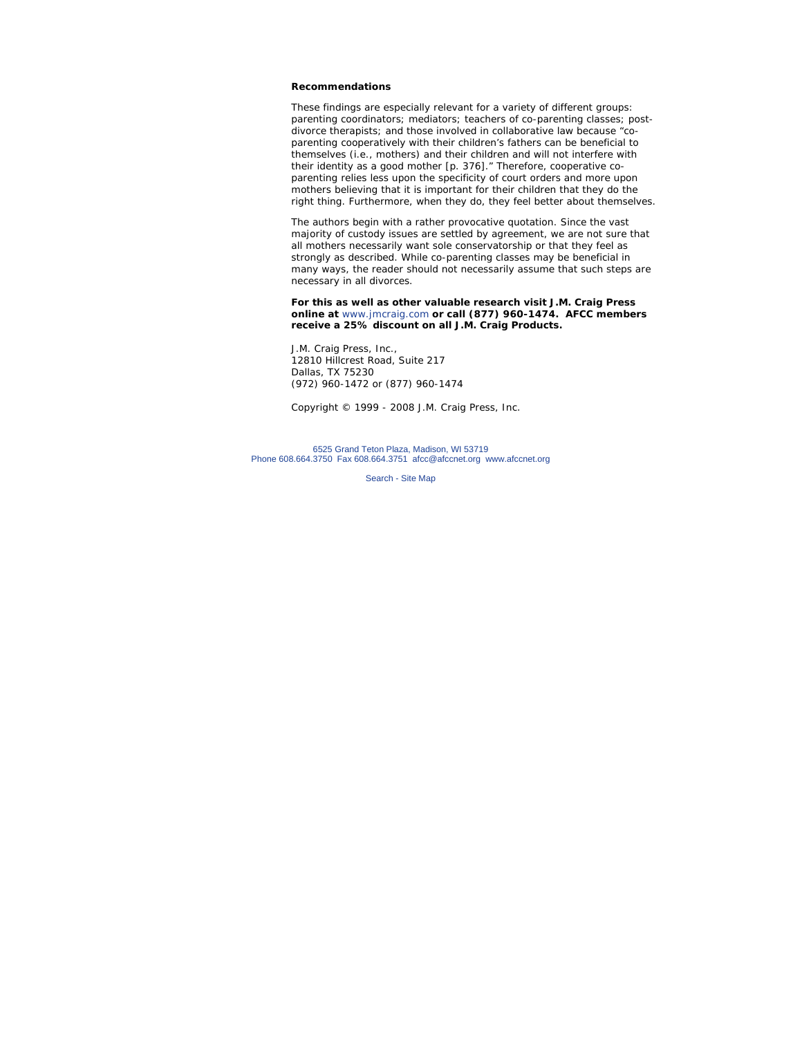**Recommendations**

These findings are especially relevant for a variety of different groups: parenting coordinators; mediators; teachers of co-parenting classes; post-divorce therapists; and those involved in collaborative law because "co-parenting cooperatively with their children's fathers can be beneficial to themselves (i.e., mothers) and their children and will not interfere with their identity as a good mother [p. 376]." Therefore, cooperative co-parenting relies less upon the specificity of court orders and more upon mothers believing that it is important for their children that they do the right thing. Furthermore, when they do, they feel better about themselves.

The authors begin with a rather provocative quotation. Since the vast majority of custody issues are settled by agreement, we are not sure that all mothers necessarily want sole conservatorship or that they feel as strongly as described. While co-parenting classes may be beneficial in many ways, the reader should not necessarily assume that such steps are necessary in all divorces.

**For this as well as other valuable research visit J.M. Craig Press online at** www.jmcraig.com **or call (877) 960-1474. AFCC members receive a 25% discount on all J.M. Craig Products.**

J.M. Craig Press, Inc.,
12810 Hillcrest Road, Suite 217
Dallas, TX 75230
(972) 960-1472 or (877) 960-1474

Copyright © 1999 - 2008 J.M. Craig Press, Inc.

6525 Grand Teton Plaza, Madison, WI 53719
Phone 608.664.3750 Fax 608.664.3751 afcc@afccnet.org www.afccnet.org

Search - Site Map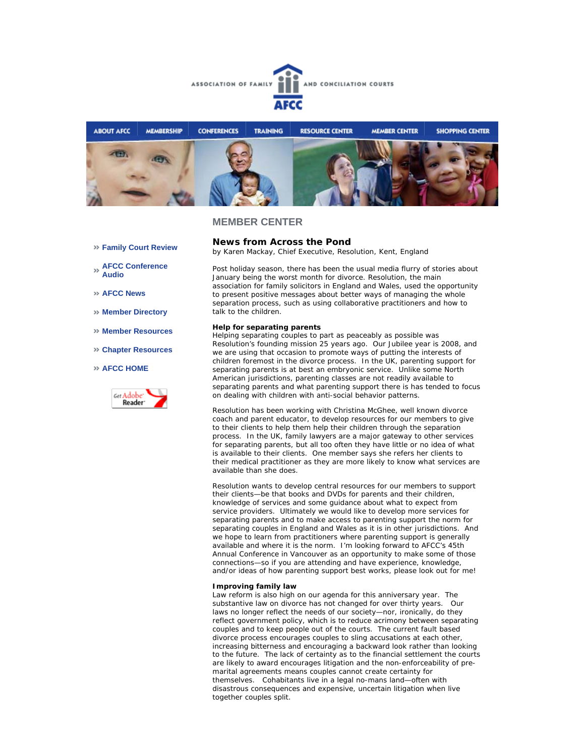ASSOCIATION OF FAMILY AND CONCILIATION COURTS

AFCC

ABOUT AFCC | MEMBERSHIP | CONFERENCES | TRAINING | RESOURCE CENTER | MEMBER CENTER | SHOPPING CENTER

## MEMBER CENTER

- » Family Court Review
- » AFCC Conference Audio
- » AFCC News
- » Member Directory
- » Member Resources
- » Chapter Resources
- » AFCC HOME

Get Adobe Reader

### News from Across the Pond

by Karen Mackay, Chief Executive, Resolution, Kent, England

Post holiday season, there has been the usual media flurry of stories about January being the worst month for divorce. Resolution, the main association for family solicitors in England and Wales, used the opportunity to present positive messages about better ways of managing the whole separation process, such as using collaborative practitioners and how to talk to the children.

**Help for separating parents**

Helping separating couples to part as peaceably as possible was Resolution's founding mission 25 years ago. Our Jubilee year is 2008, and we are using that occasion to promote ways of putting the interests of children foremost in the divorce process. In the UK, parenting support for separating parents is at best an embryonic service. Unlike some North American jurisdictions, parenting classes are not readily available to separating parents and what parenting support there is has tended to focus on dealing with children with anti-social behavior patterns.

Resolution has been working with Christina McGhee, well known divorce coach and parent educator, to develop resources for our members to give to their clients to help them help their children through the separation process. In the UK, family lawyers are a major gateway to other services for separating parents, but all too often they have little or no idea of what is available to their clients. One member says she refers her clients to their medical practitioner as they are more likely to know what services are available than she does.

Resolution wants to develop central resources for our members to support their clients—be that books and DVDs for parents and their children, knowledge of services and some guidance about what to expect from service providers. Ultimately we would like to develop more services for separating parents and to make access to parenting support the norm for separating couples in England and Wales as it is in other jurisdictions. And we hope to learn from practitioners where parenting support is generally available and where it is the norm. I'm looking forward to AFCC's 45th Annual Conference in Vancouver as an opportunity to make some of those connections—so if you are attending and have experience, knowledge, and/or ideas of how parenting support best works, please look out for me!

**Improving family law**

Law reform is also high on our agenda for this anniversary year. The substantive law on divorce has not changed for over thirty years. Our laws no longer reflect the needs of our society—nor, ironically, do they reflect government policy, which is to reduce acrimony between separating couples and to keep people out of the courts. The current fault based divorce process encourages couples to sling accusations at each other, increasing bitterness and encouraging a backward look rather than looking to the future. The lack of certainty as to the financial settlement the courts are likely to award encourages litigation and the non-enforceability of pre-marital agreements means couples cannot create certainty for themselves. Cohabitants live in a legal no-mans land—often with disastrous consequences and expensive, uncertain litigation when live together couples split.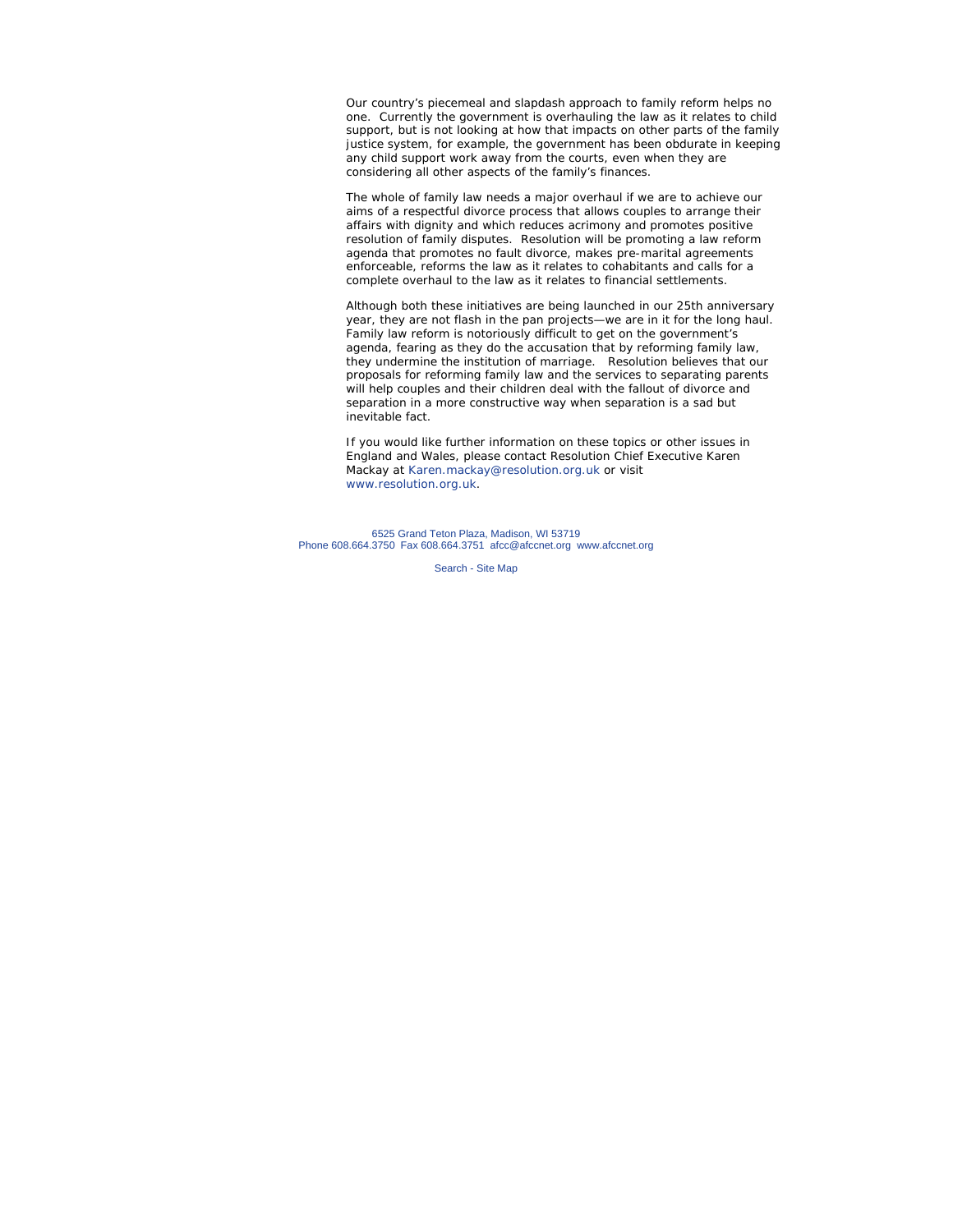Our country's piecemeal and slapdash approach to family reform helps no one. Currently the government is overhauling the law as it relates to child support, but is not looking at how that impacts on other parts of the family justice system, for example, the government has been obdurate in keeping any child support work away from the courts, even when they are considering all other aspects of the family's finances.

The whole of family law needs a major overhaul if we are to achieve our aims of a respectful divorce process that allows couples to arrange their affairs with dignity and which reduces acrimony and promotes positive resolution of family disputes. Resolution will be promoting a law reform agenda that promotes no fault divorce, makes pre-marital agreements enforceable, reforms the law as it relates to cohabitants and calls for a complete overhaul to the law as it relates to financial settlements.

Although both these initiatives are being launched in our 25th anniversary year, they are not flash in the pan projects—we are in it for the long haul. Family law reform is notoriously difficult to get on the government's agenda, fearing as they do the accusation that by reforming family law, they undermine the institution of marriage. Resolution believes that our proposals for reforming family law and the services to separating parents will help couples and their children deal with the fallout of divorce and separation in a more constructive way when separation is a sad but inevitable fact.

If you would like further information on these topics or other issues in England and Wales, please contact Resolution Chief Executive Karen Mackay at Karen.mackay@resolution.org.uk or visit www.resolution.org.uk.

6525 Grand Teton Plaza, Madison, WI 53719
Phone 608.664.3750 Fax 608.664.3751 afcc@afccnet.org www.afccnet.org

Search - Site Map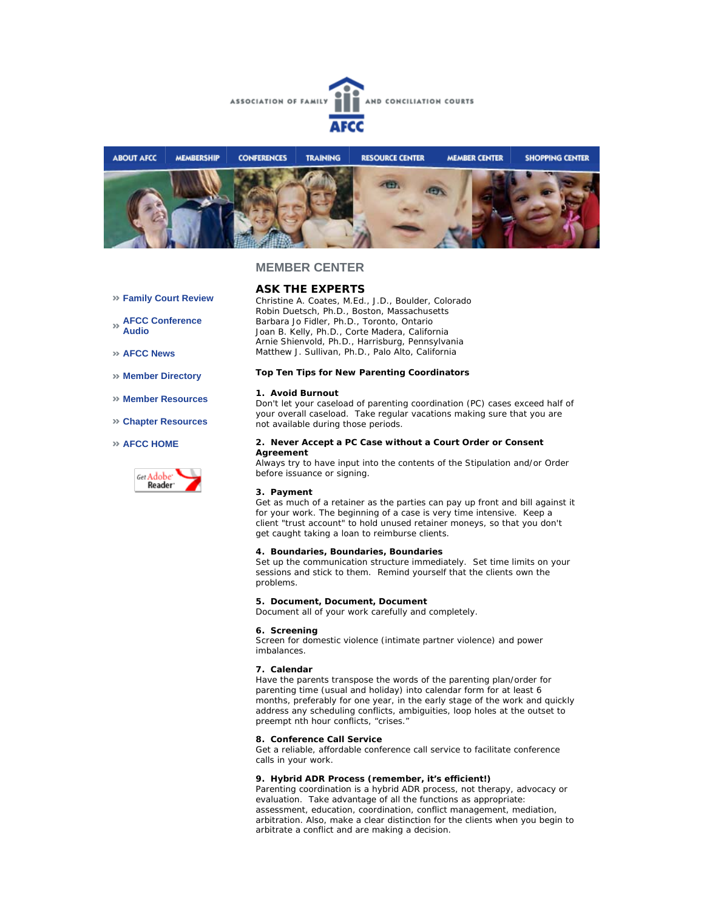ASSOCIATION OF FAMILY AND CONCILIATION COURTS

AFCC

ABOUT AFCC | MEMBERSHIP | CONFERENCES | TRAINING | RESOURCE CENTER | MEMBER CENTER | SHOPPING CENTER

- » Family Court Review
- » AFCC Conference Audio
- » AFCC News
- » Member Directory
- » Member Resources
- » Chapter Resources
- » AFCC HOME

Get Adobe Reader

## MEMBER CENTER

## ASK THE EXPERTS

Christine A. Coates, M.Ed., J.D., Boulder, Colorado
Robin Duetsch, Ph.D., Boston, Massachusetts
Barbara Jo Fidler, Ph.D., Toronto, Ontario
Joan B. Kelly, Ph.D., Corte Madera, California
Arnie Shienvold, Ph.D., Harrisburg, Pennsylvania
Matthew J. Sullivan, Ph.D., Palo Alto, California

### Top Ten Tips for New Parenting Coordinators

**1. Avoid Burnout**
Don't let your caseload of parenting coordination (PC) cases exceed half of your overall caseload. Take regular vacations making sure that you are not available during those periods.

**2. Never Accept a PC Case without a Court Order or Consent Agreement**
Always try to have input into the contents of the Stipulation and/or Order before issuance or signing.

**3. Payment**
Get as much of a retainer as the parties can pay up front and bill against it for your work. The beginning of a case is very time intensive. Keep a client "trust account" to hold unused retainer moneys, so that you don't get caught taking a loan to reimburse clients.

**4. Boundaries, Boundaries, Boundaries**
Set up the communication structure immediately. Set time limits on your sessions and stick to them. Remind yourself that the clients own the problems.

**5. Document, Document, Document**
Document all of your work carefully and completely.

**6. Screening**
Screen for domestic violence (intimate partner violence) and power imbalances.

**7. Calendar**
Have the parents transpose the words of the parenting plan/order for parenting time (usual and holiday) into calendar form for at least 6 months, preferably for one year, in the early stage of the work and quickly address any scheduling conflicts, ambiguities, loop holes at the outset to preempt nth hour conflicts, "crises."

**8. Conference Call Service**
Get a reliable, affordable conference call service to facilitate conference calls in your work.

**9. Hybrid ADR Process (remember, it's efficient!)**
Parenting coordination is a hybrid ADR process, not therapy, advocacy or evaluation. Take advantage of all the functions as appropriate: assessment, education, coordination, conflict management, mediation, arbitration. Also, make a clear distinction for the clients when you begin to arbitrate a conflict and are making a decision.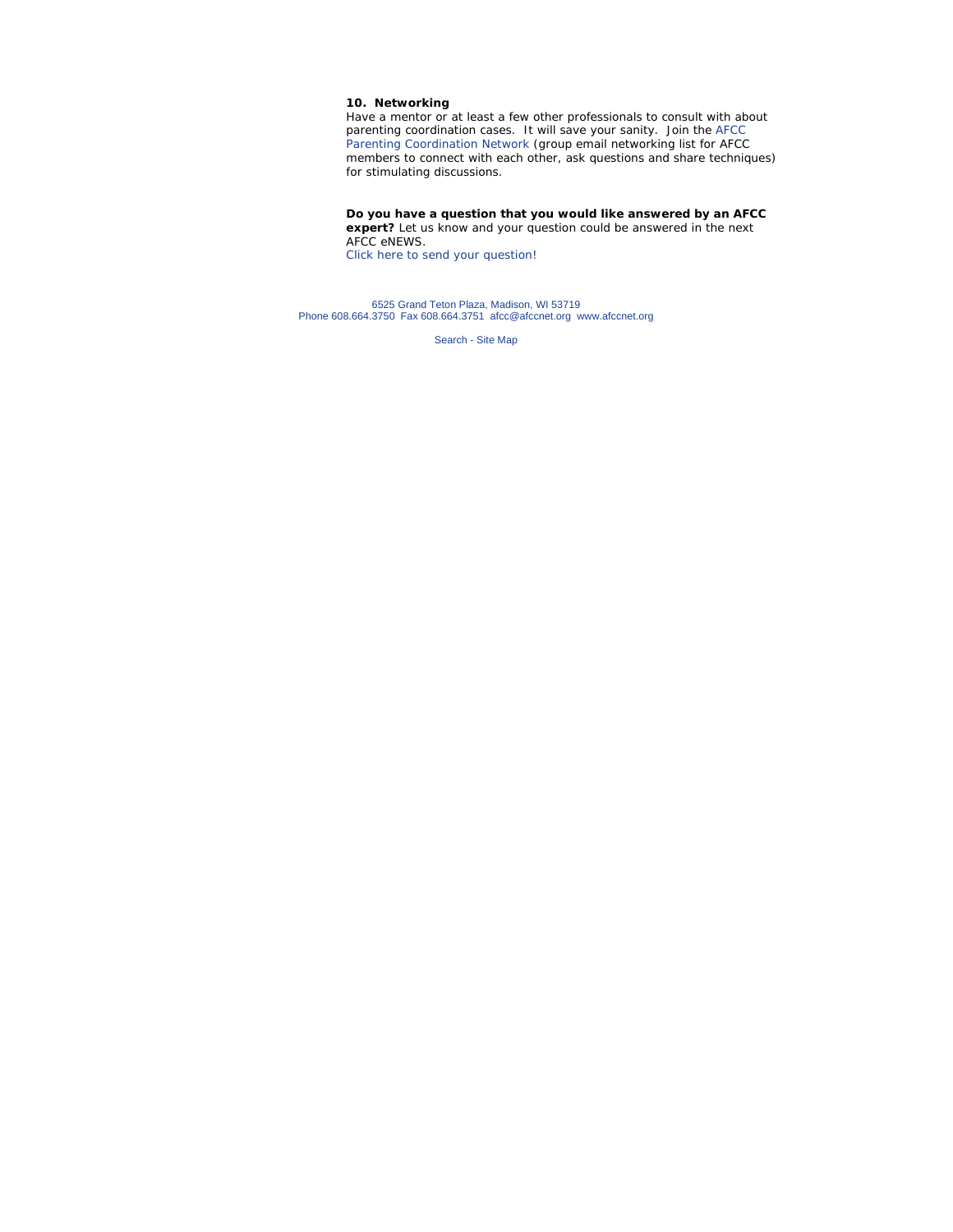**10. Networking**

Have a mentor or at least a few other professionals to consult with about parenting coordination cases. It will save your sanity. Join the AFCC Parenting Coordination Network (group email networking list for AFCC members to connect with each other, ask questions and share techniques) for stimulating discussions.

**Do you have a question that you would like answered by an AFCC expert?** Let us know and your question could be answered in the next AFCC eNEWS.
Click here to send your question!

6525 Grand Teton Plaza, Madison, WI 53719
Phone 608.664.3750 Fax 608.664.3751 afcc@afccnet.org www.afccnet.org

Search - Site Map